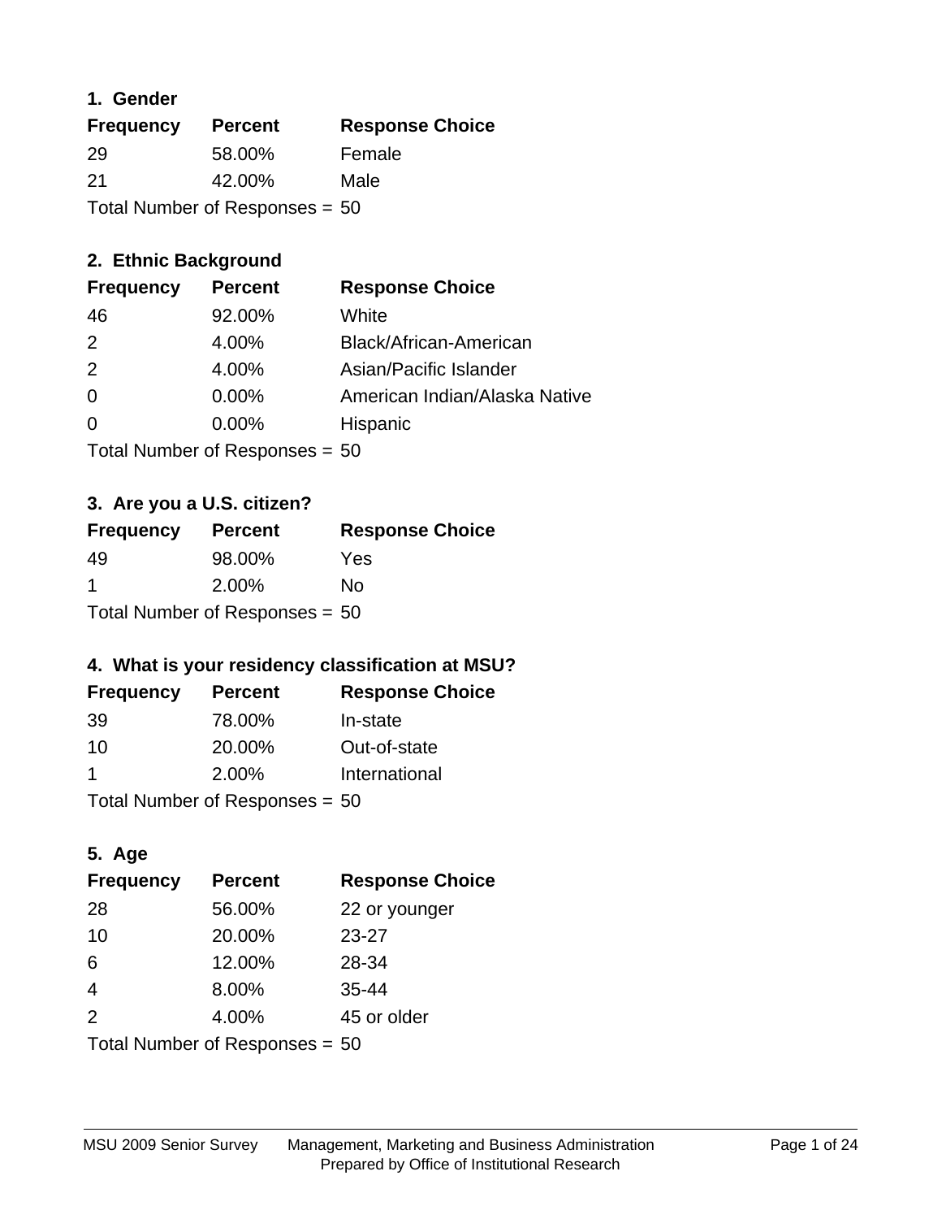## 1. Gender

| Frequency | Percent | Response Choice |
|---|---|---|
| 29 | 58.00% | Female |
| 21 | 42.00% | Male |

Total Number of Responses = 50

## 2. Ethnic Background

| Frequency | Percent | Response Choice |
|---|---|---|
| 46 | 92.00% | White |
| 2 | 4.00% | Black/African-American |
| 2 | 4.00% | Asian/Pacific Islander |
| 0 | 0.00% | American Indian/Alaska Native |
| 0 | 0.00% | Hispanic |

Total Number of Responses = 50

## 3. Are you a U.S. citizen?

| Frequency | Percent | Response Choice |
|---|---|---|
| 49 | 98.00% | Yes |
| 1 | 2.00% | No |

Total Number of Responses = 50

## 4. What is your residency classification at MSU?

| Frequency | Percent | Response Choice |
|---|---|---|
| 39 | 78.00% | In-state |
| 10 | 20.00% | Out-of-state |
| 1 | 2.00% | International |

Total Number of Responses = 50

## 5. Age

| Frequency | Percent | Response Choice |
|---|---|---|
| 28 | 56.00% | 22 or younger |
| 10 | 20.00% | 23-27 |
| 6 | 12.00% | 28-34 |
| 4 | 8.00% | 35-44 |
| 2 | 4.00% | 45 or older |

Total Number of Responses = 50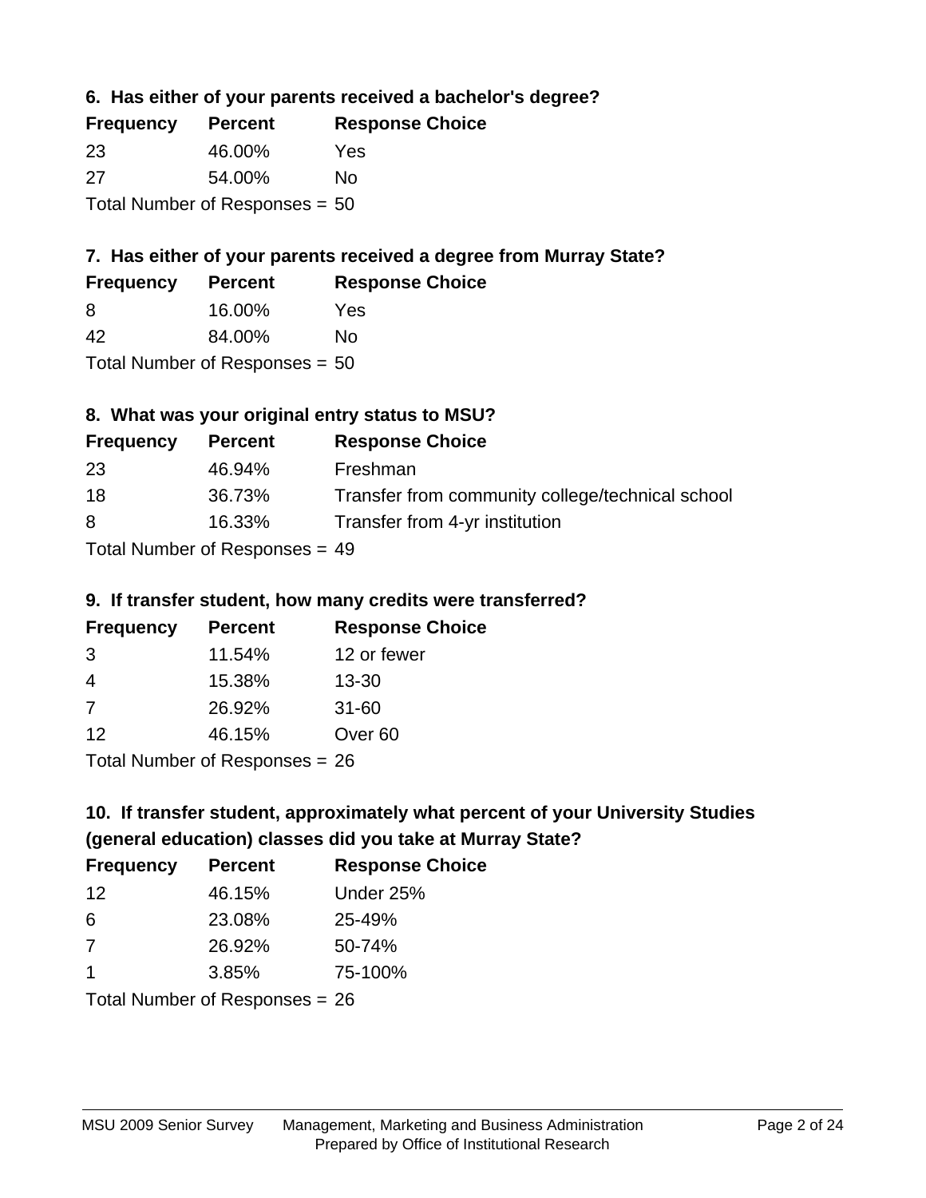### 6. Has either of your parents received a bachelor's degree?

| Frequency | Percent | Response Choice |
| --- | --- | --- |
| 23 | 46.00% | Yes |
| 27 | 54.00% | No |

Total Number of Responses = 50

### 7. Has either of your parents received a degree from Murray State?

| Frequency | Percent | Response Choice |
| --- | --- | --- |
| 8 | 16.00% | Yes |
| 42 | 84.00% | No |

Total Number of Responses = 50

### 8. What was your original entry status to MSU?

| Frequency | Percent | Response Choice |
| --- | --- | --- |
| 23 | 46.94% | Freshman |
| 18 | 36.73% | Transfer from community college/technical school |
| 8 | 16.33% | Transfer from 4-yr institution |

Total Number of Responses = 49

### 9. If transfer student, how many credits were transferred?

| Frequency | Percent | Response Choice |
| --- | --- | --- |
| 3 | 11.54% | 12 or fewer |
| 4 | 15.38% | 13-30 |
| 7 | 26.92% | 31-60 |
| 12 | 46.15% | Over 60 |

Total Number of Responses = 26

### 10. If transfer student, approximately what percent of your University Studies (general education) classes did you take at Murray State?

| Frequency | Percent | Response Choice |
| --- | --- | --- |
| 12 | 46.15% | Under 25% |
| 6 | 23.08% | 25-49% |
| 7 | 26.92% | 50-74% |
| 1 | 3.85% | 75-100% |

Total Number of Responses = 26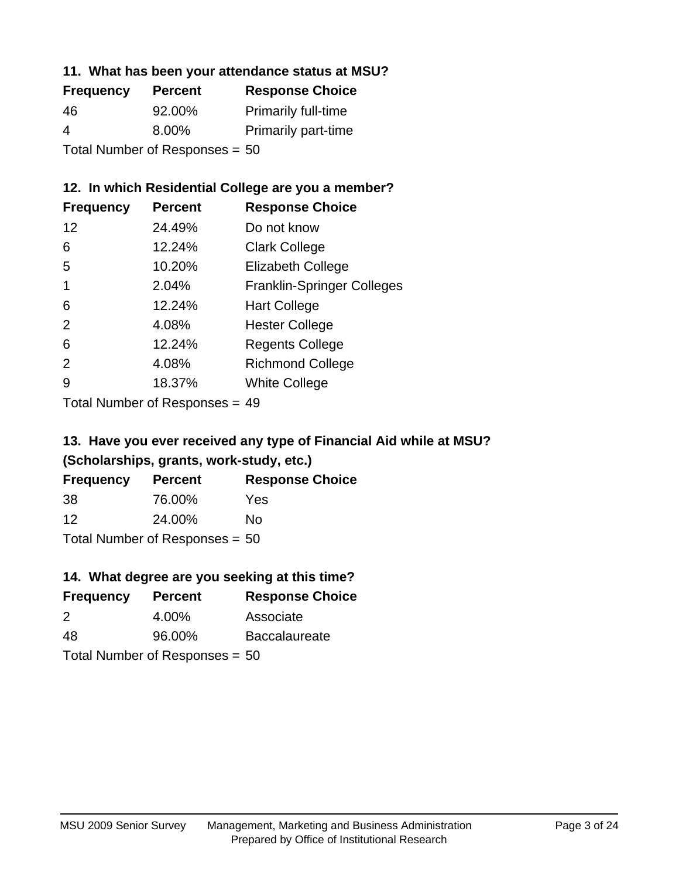### 11. What has been your attendance status at MSU?

| Frequency | Percent | Response Choice |
| --- | --- | --- |
| 46 | 92.00% | Primarily full-time |
| 4 | 8.00% | Primarily part-time |

Total Number of Responses = 50

### 12. In which Residential College are you a member?

| Frequency | Percent | Response Choice |
| --- | --- | --- |
| 12 | 24.49% | Do not know |
| 6 | 12.24% | Clark College |
| 5 | 10.20% | Elizabeth College |
| 1 | 2.04% | Franklin-Springer Colleges |
| 6 | 12.24% | Hart College |
| 2 | 4.08% | Hester College |
| 6 | 12.24% | Regents College |
| 2 | 4.08% | Richmond College |
| 9 | 18.37% | White College |

Total Number of Responses = 49

### 13. Have you ever received any type of Financial Aid while at MSU? (Scholarships, grants, work-study, etc.)

| Frequency | Percent | Response Choice |
| --- | --- | --- |
| 38 | 76.00% | Yes |
| 12 | 24.00% | No |

Total Number of Responses = 50

### 14. What degree are you seeking at this time?

| Frequency | Percent | Response Choice |
| --- | --- | --- |
| 2 | 4.00% | Associate |
| 48 | 96.00% | Baccalaureate |

Total Number of Responses = 50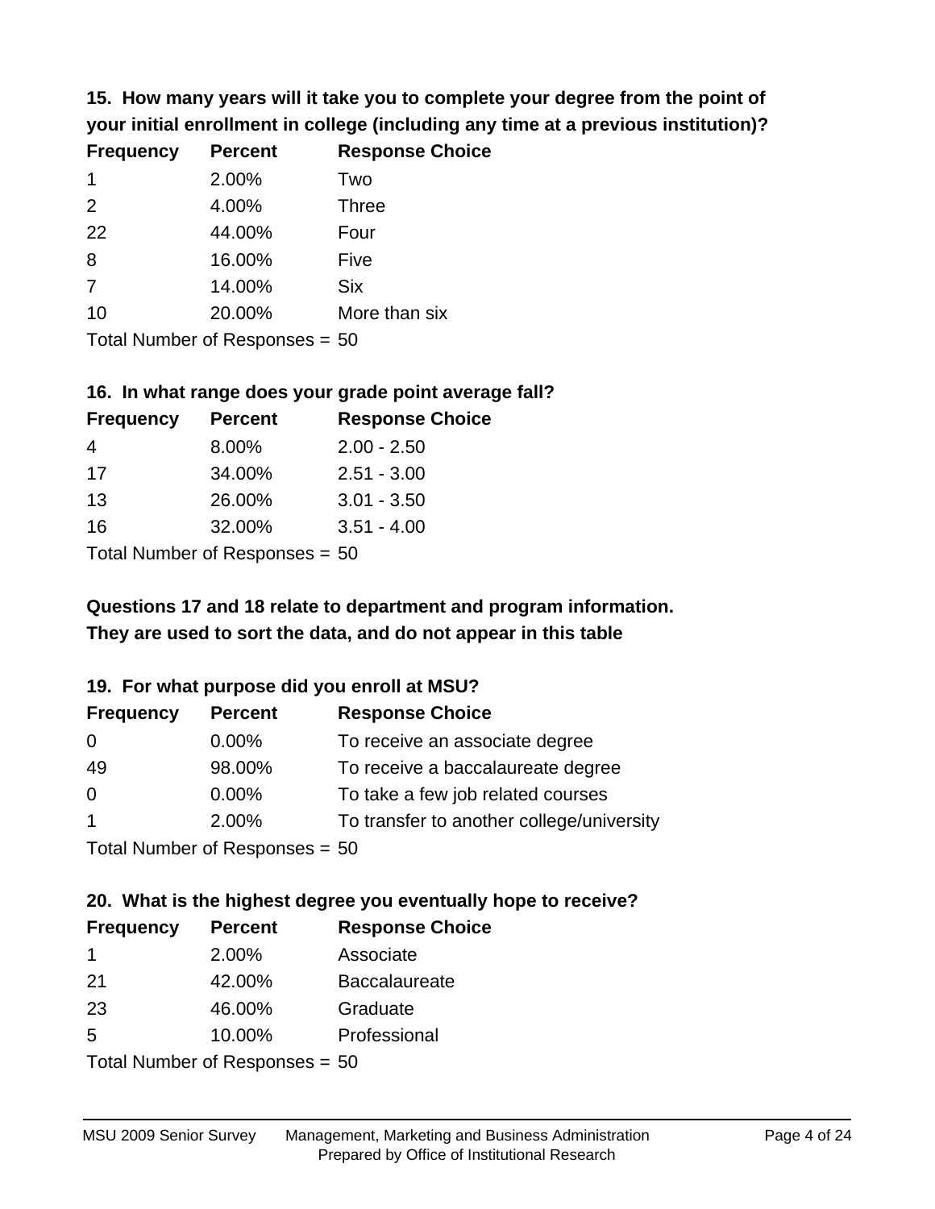### 15. How many years will it take you to complete your degree from the point of your initial enrollment in college (including any time at a previous institution)?

| Frequency | Percent | Response Choice |
|---|---|---|
| 1 | 2.00% | Two |
| 2 | 4.00% | Three |
| 22 | 44.00% | Four |
| 8 | 16.00% | Five |
| 7 | 14.00% | Six |
| 10 | 20.00% | More than six |

Total Number of Responses = 50

### 16. In what range does your grade point average fall?

| Frequency | Percent | Response Choice |
|---|---|---|
| 4 | 8.00% | 2.00 - 2.50 |
| 17 | 34.00% | 2.51 - 3.00 |
| 13 | 26.00% | 3.01 - 3.50 |
| 16 | 32.00% | 3.51 - 4.00 |

Total Number of Responses = 50

**Questions 17 and 18 relate to department and program information. They are used to sort the data, and do not appear in this table**

### 19. For what purpose did you enroll at MSU?

| Frequency | Percent | Response Choice |
|---|---|---|
| 0 | 0.00% | To receive an associate degree |
| 49 | 98.00% | To receive a baccalaureate degree |
| 0 | 0.00% | To take a few job related courses |
| 1 | 2.00% | To transfer to another college/university |

Total Number of Responses = 50

### 20. What is the highest degree you eventually hope to receive?

| Frequency | Percent | Response Choice |
|---|---|---|
| 1 | 2.00% | Associate |
| 21 | 42.00% | Baccalaureate |
| 23 | 46.00% | Graduate |
| 5 | 10.00% | Professional |

Total Number of Responses = 50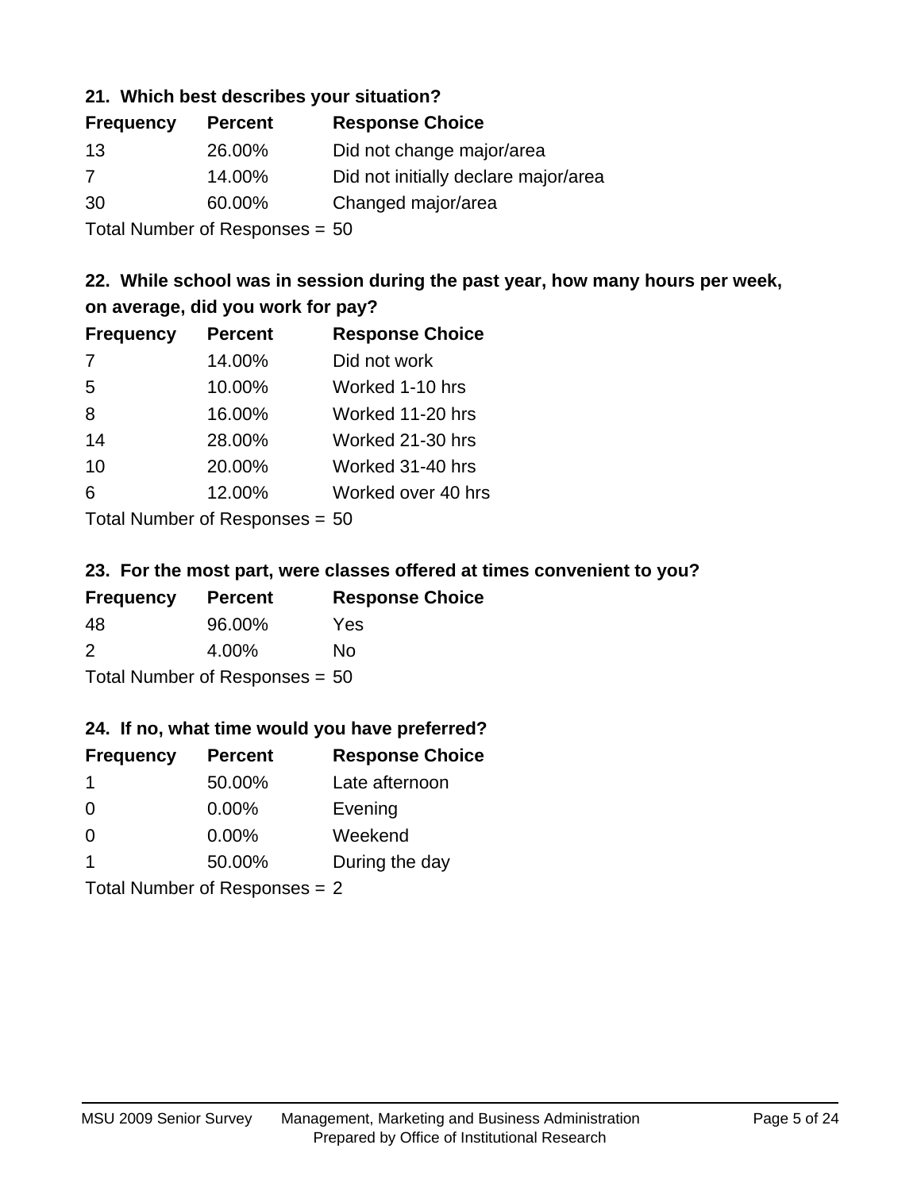### 21. Which best describes your situation?

| Frequency | Percent | Response Choice |
|---|---|---|
| 13 | 26.00% | Did not change major/area |
| 7 | 14.00% | Did not initially declare major/area |
| 30 | 60.00% | Changed major/area |

Total Number of Responses = 50

### 22. While school was in session during the past year, how many hours per week, on average, did you work for pay?

| Frequency | Percent | Response Choice |
|---|---|---|
| 7 | 14.00% | Did not work |
| 5 | 10.00% | Worked 1-10 hrs |
| 8 | 16.00% | Worked 11-20 hrs |
| 14 | 28.00% | Worked 21-30 hrs |
| 10 | 20.00% | Worked 31-40 hrs |
| 6 | 12.00% | Worked over 40 hrs |

Total Number of Responses = 50

### 23. For the most part, were classes offered at times convenient to you?

| Frequency | Percent | Response Choice |
|---|---|---|
| 48 | 96.00% | Yes |
| 2 | 4.00% | No |

Total Number of Responses = 50

### 24. If no, what time would you have preferred?

| Frequency | Percent | Response Choice |
|---|---|---|
| 1 | 50.00% | Late afternoon |
| 0 | 0.00% | Evening |
| 0 | 0.00% | Weekend |
| 1 | 50.00% | During the day |

Total Number of Responses = 2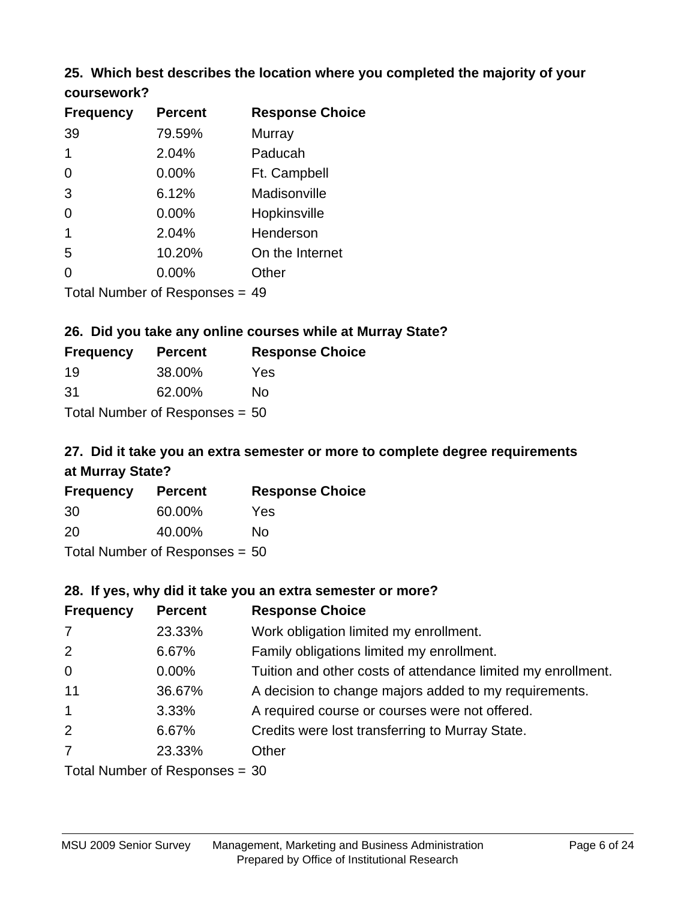### 25. Which best describes the location where you completed the majority of your coursework?

| Frequency | Percent | Response Choice |
| --- | --- | --- |
| 39 | 79.59% | Murray |
| 1 | 2.04% | Paducah |
| 0 | 0.00% | Ft. Campbell |
| 3 | 6.12% | Madisonville |
| 0 | 0.00% | Hopkinsville |
| 1 | 2.04% | Henderson |
| 5 | 10.20% | On the Internet |
| 0 | 0.00% | Other |

Total Number of Responses = 49

### 26. Did you take any online courses while at Murray State?

| Frequency | Percent | Response Choice |
| --- | --- | --- |
| 19 | 38.00% | Yes |
| 31 | 62.00% | No |

Total Number of Responses = 50

### 27. Did it take you an extra semester or more to complete degree requirements at Murray State?

| Frequency | Percent | Response Choice |
| --- | --- | --- |
| 30 | 60.00% | Yes |
| 20 | 40.00% | No |

Total Number of Responses = 50

### 28. If yes, why did it take you an extra semester or more?

| Frequency | Percent | Response Choice |
| --- | --- | --- |
| 7 | 23.33% | Work obligation limited my enrollment. |
| 2 | 6.67% | Family obligations limited my enrollment. |
| 0 | 0.00% | Tuition and other costs of attendance limited my enrollment. |
| 11 | 36.67% | A decision to change majors added to my requirements. |
| 1 | 3.33% | A required course or courses were not offered. |
| 2 | 6.67% | Credits were lost transferring to Murray State. |
| 7 | 23.33% | Other |

Total Number of Responses = 30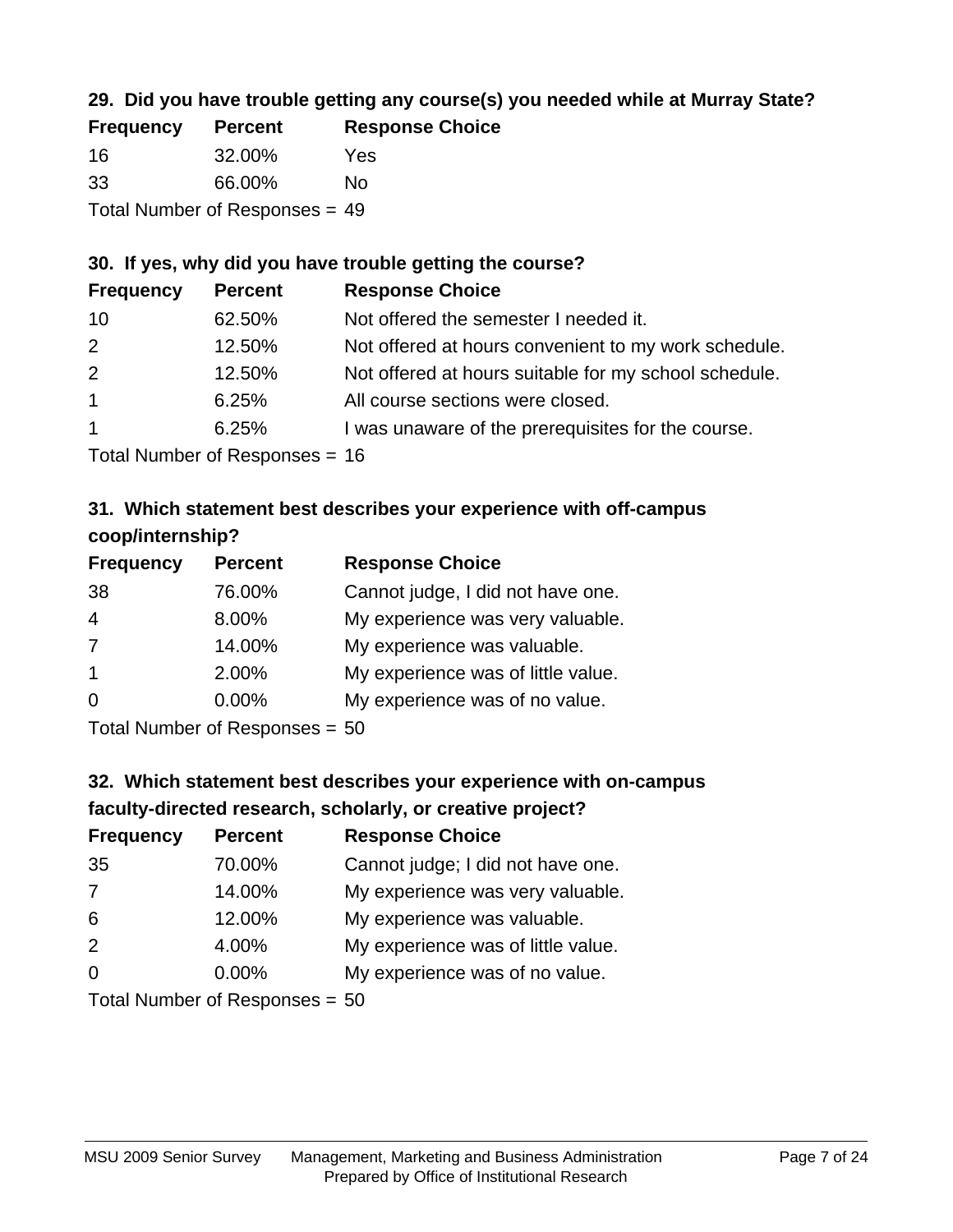### 29. Did you have trouble getting any course(s) you needed while at Murray State?

| Frequency | Percent | Response Choice |
|---|---|---|
| 16 | 32.00% | Yes |
| 33 | 66.00% | No |

Total Number of Responses = 49

### 30. If yes, why did you have trouble getting the course?

| Frequency | Percent | Response Choice |
|---|---|---|
| 10 | 62.50% | Not offered the semester I needed it. |
| 2 | 12.50% | Not offered at hours convenient to my work schedule. |
| 2 | 12.50% | Not offered at hours suitable for my school schedule. |
| 1 | 6.25% | All course sections were closed. |
| 1 | 6.25% | I was unaware of the prerequisites for the course. |

Total Number of Responses = 16

### 31. Which statement best describes your experience with off-campus coop/internship?

| Frequency | Percent | Response Choice |
|---|---|---|
| 38 | 76.00% | Cannot judge, I did not have one. |
| 4 | 8.00% | My experience was very valuable. |
| 7 | 14.00% | My experience was valuable. |
| 1 | 2.00% | My experience was of little value. |
| 0 | 0.00% | My experience was of no value. |

Total Number of Responses = 50

### 32. Which statement best describes your experience with on-campus faculty-directed research, scholarly, or creative project?

| Frequency | Percent | Response Choice |
|---|---|---|
| 35 | 70.00% | Cannot judge; I did not have one. |
| 7 | 14.00% | My experience was very valuable. |
| 6 | 12.00% | My experience was valuable. |
| 2 | 4.00% | My experience was of little value. |
| 0 | 0.00% | My experience was of no value. |

Total Number of Responses = 50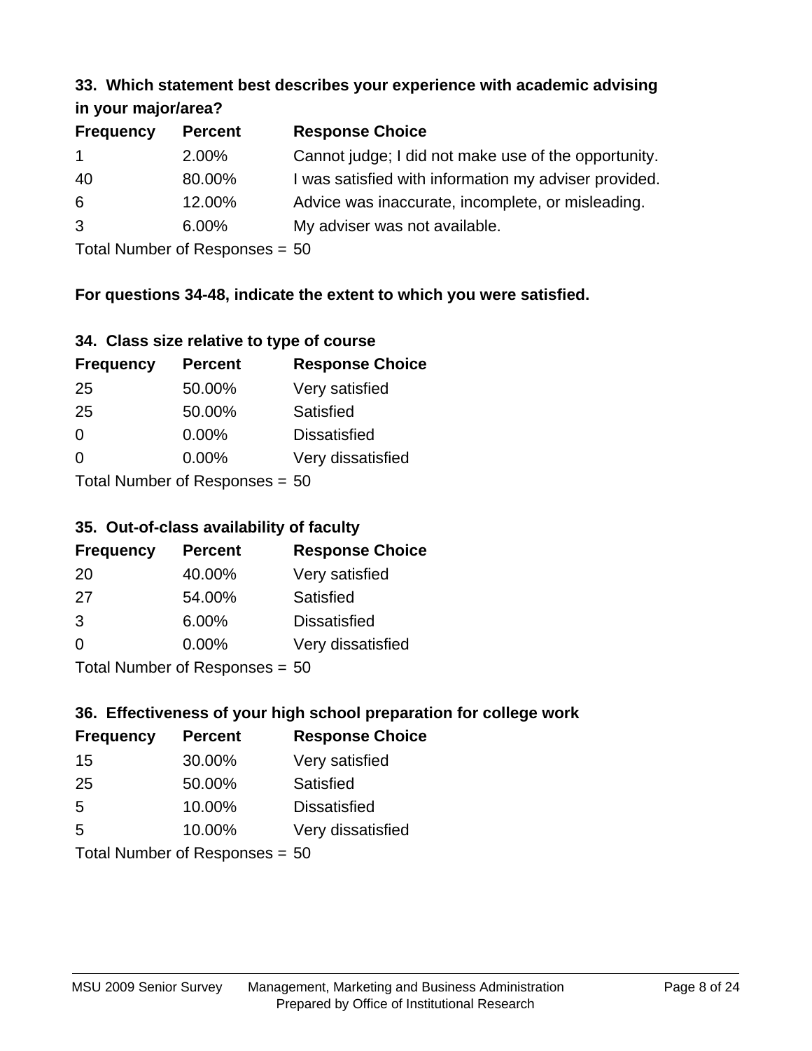### 33. Which statement best describes your experience with academic advising in your major/area?

| Frequency | Percent | Response Choice |
|---|---|---|
| 1 | 2.00% | Cannot judge; I did not make use of the opportunity. |
| 40 | 80.00% | I was satisfied with information my adviser provided. |
| 6 | 12.00% | Advice was inaccurate, incomplete, or misleading. |
| 3 | 6.00% | My adviser was not available. |

Total Number of Responses = 50

**For questions 34-48, indicate the extent to which you were satisfied.**

### 34. Class size relative to type of course

| Frequency | Percent | Response Choice |
|---|---|---|
| 25 | 50.00% | Very satisfied |
| 25 | 50.00% | Satisfied |
| 0 | 0.00% | Dissatisfied |
| 0 | 0.00% | Very dissatisfied |

Total Number of Responses = 50

### 35. Out-of-class availability of faculty

| Frequency | Percent | Response Choice |
|---|---|---|
| 20 | 40.00% | Very satisfied |
| 27 | 54.00% | Satisfied |
| 3 | 6.00% | Dissatisfied |
| 0 | 0.00% | Very dissatisfied |

Total Number of Responses = 50

### 36. Effectiveness of your high school preparation for college work

| Frequency | Percent | Response Choice |
|---|---|---|
| 15 | 30.00% | Very satisfied |
| 25 | 50.00% | Satisfied |
| 5 | 10.00% | Dissatisfied |
| 5 | 10.00% | Very dissatisfied |

Total Number of Responses = 50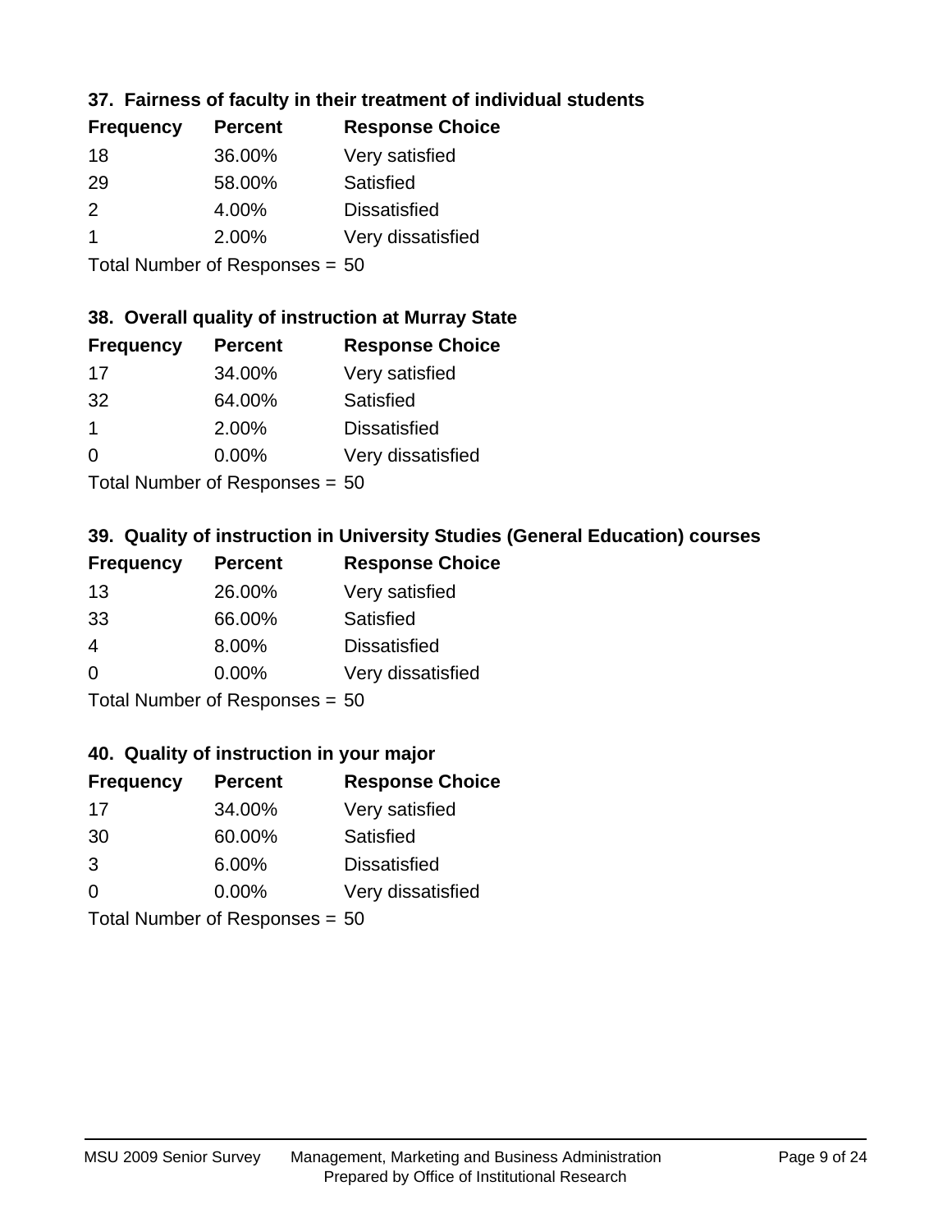### 37. Fairness of faculty in their treatment of individual students

| Frequency | Percent | Response Choice |
| --- | --- | --- |
| 18 | 36.00% | Very satisfied |
| 29 | 58.00% | Satisfied |
| 2 | 4.00% | Dissatisfied |
| 1 | 2.00% | Very dissatisfied |

Total Number of Responses = 50

### 38. Overall quality of instruction at Murray State

| Frequency | Percent | Response Choice |
| --- | --- | --- |
| 17 | 34.00% | Very satisfied |
| 32 | 64.00% | Satisfied |
| 1 | 2.00% | Dissatisfied |
| 0 | 0.00% | Very dissatisfied |

Total Number of Responses = 50

### 39. Quality of instruction in University Studies (General Education) courses

| Frequency | Percent | Response Choice |
| --- | --- | --- |
| 13 | 26.00% | Very satisfied |
| 33 | 66.00% | Satisfied |
| 4 | 8.00% | Dissatisfied |
| 0 | 0.00% | Very dissatisfied |

Total Number of Responses = 50

### 40. Quality of instruction in your major

| Frequency | Percent | Response Choice |
| --- | --- | --- |
| 17 | 34.00% | Very satisfied |
| 30 | 60.00% | Satisfied |
| 3 | 6.00% | Dissatisfied |
| 0 | 0.00% | Very dissatisfied |

Total Number of Responses = 50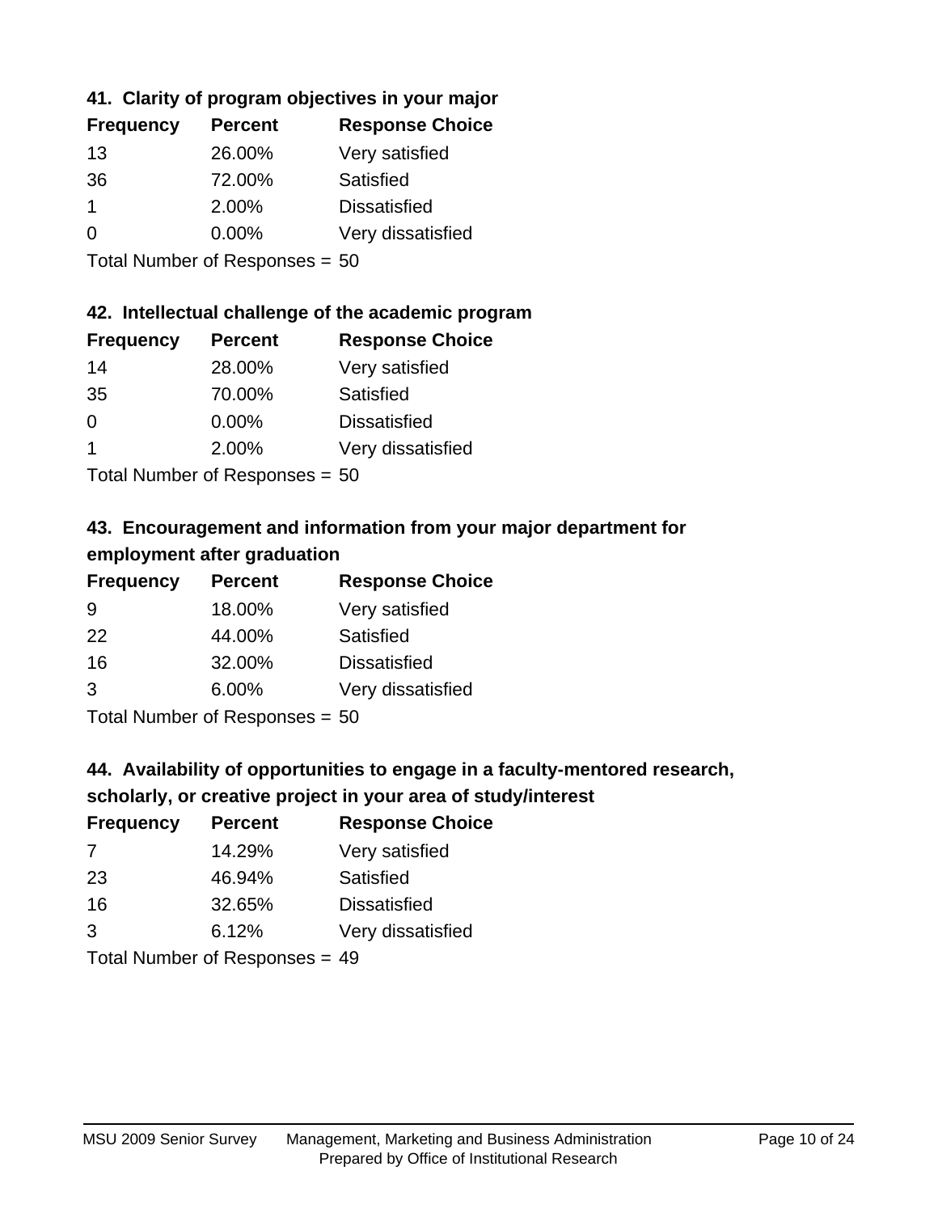### 41. Clarity of program objectives in your major

| Frequency | Percent | Response Choice |
|---|---|---|
| 13 | 26.00% | Very satisfied |
| 36 | 72.00% | Satisfied |
| 1 | 2.00% | Dissatisfied |
| 0 | 0.00% | Very dissatisfied |

Total Number of Responses = 50

### 42. Intellectual challenge of the academic program

| Frequency | Percent | Response Choice |
|---|---|---|
| 14 | 28.00% | Very satisfied |
| 35 | 70.00% | Satisfied |
| 0 | 0.00% | Dissatisfied |
| 1 | 2.00% | Very dissatisfied |

Total Number of Responses = 50

### 43. Encouragement and information from your major department for employment after graduation

| Frequency | Percent | Response Choice |
|---|---|---|
| 9 | 18.00% | Very satisfied |
| 22 | 44.00% | Satisfied |
| 16 | 32.00% | Dissatisfied |
| 3 | 6.00% | Very dissatisfied |

Total Number of Responses = 50

### 44. Availability of opportunities to engage in a faculty-mentored research, scholarly, or creative project in your area of study/interest

| Frequency | Percent | Response Choice |
|---|---|---|
| 7 | 14.29% | Very satisfied |
| 23 | 46.94% | Satisfied |
| 16 | 32.65% | Dissatisfied |
| 3 | 6.12% | Very dissatisfied |

Total Number of Responses = 49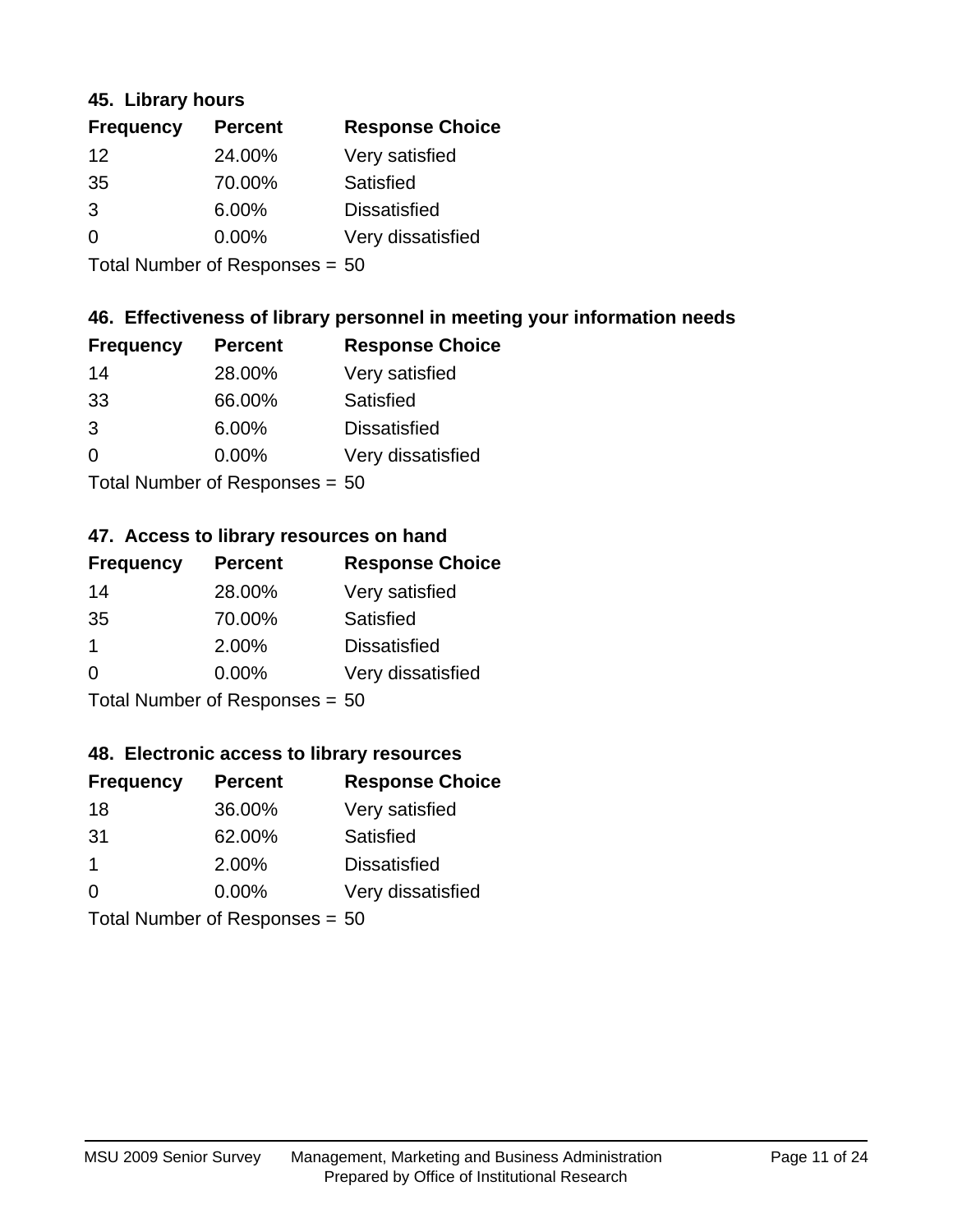### 45. Library hours

| Frequency | Percent | Response Choice |
|---|---|---|
| 12 | 24.00% | Very satisfied |
| 35 | 70.00% | Satisfied |
| 3 | 6.00% | Dissatisfied |
| 0 | 0.00% | Very dissatisfied |

Total Number of Responses = 50

### 46. Effectiveness of library personnel in meeting your information needs

| Frequency | Percent | Response Choice |
|---|---|---|
| 14 | 28.00% | Very satisfied |
| 33 | 66.00% | Satisfied |
| 3 | 6.00% | Dissatisfied |
| 0 | 0.00% | Very dissatisfied |

Total Number of Responses = 50

### 47. Access to library resources on hand

| Frequency | Percent | Response Choice |
|---|---|---|
| 14 | 28.00% | Very satisfied |
| 35 | 70.00% | Satisfied |
| 1 | 2.00% | Dissatisfied |
| 0 | 0.00% | Very dissatisfied |

Total Number of Responses = 50

### 48. Electronic access to library resources

| Frequency | Percent | Response Choice |
|---|---|---|
| 18 | 36.00% | Very satisfied |
| 31 | 62.00% | Satisfied |
| 1 | 2.00% | Dissatisfied |
| 0 | 0.00% | Very dissatisfied |

Total Number of Responses = 50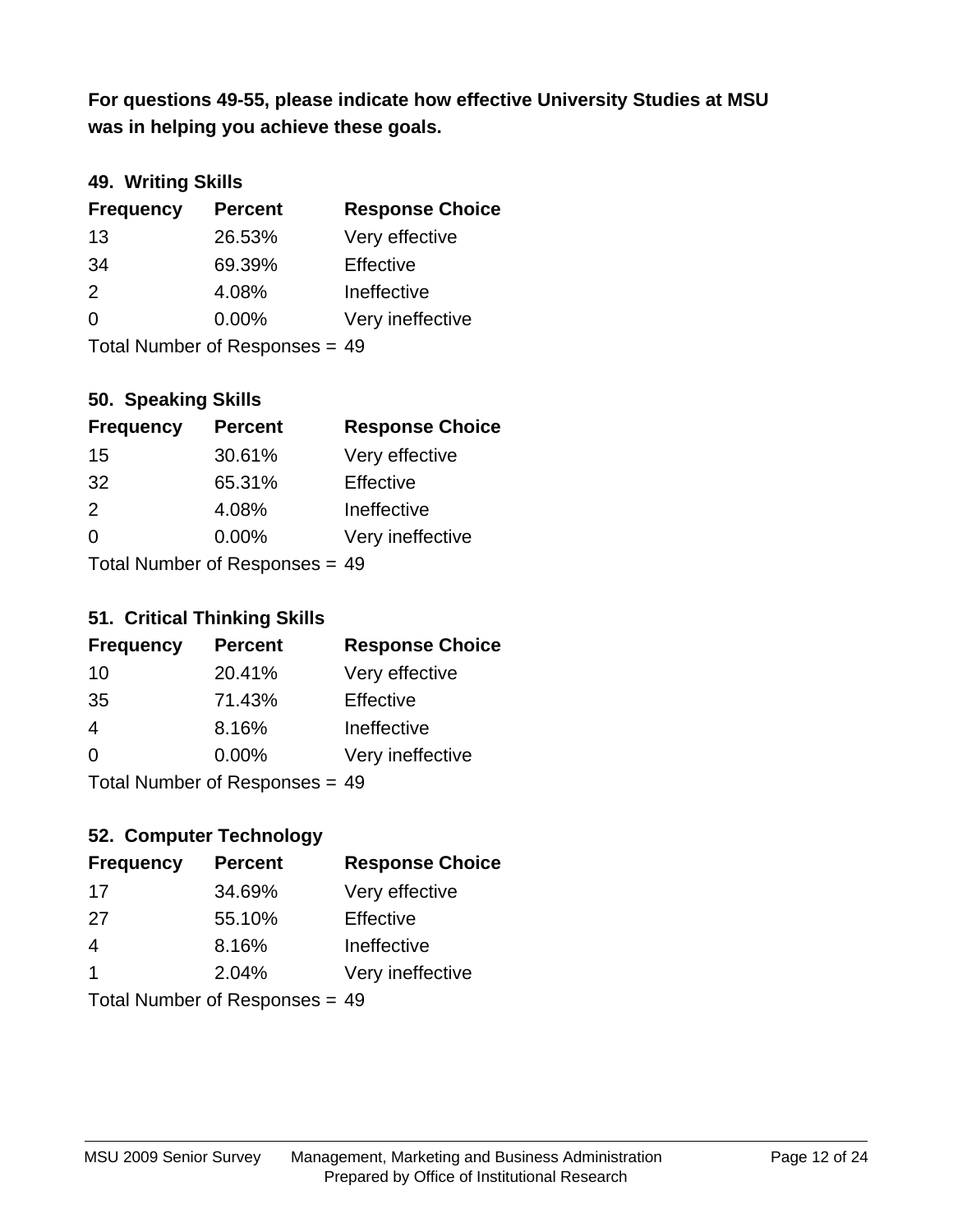**For questions 49-55, please indicate how effective University Studies at MSU was in helping you achieve these goals.**

### 49. Writing Skills

| Frequency | Percent | Response Choice |
|---|---|---|
| 13 | 26.53% | Very effective |
| 34 | 69.39% | Effective |
| 2 | 4.08% | Ineffective |
| 0 | 0.00% | Very ineffective |

Total Number of Responses = 49

### 50. Speaking Skills

| Frequency | Percent | Response Choice |
|---|---|---|
| 15 | 30.61% | Very effective |
| 32 | 65.31% | Effective |
| 2 | 4.08% | Ineffective |
| 0 | 0.00% | Very ineffective |

Total Number of Responses = 49

### 51. Critical Thinking Skills

| Frequency | Percent | Response Choice |
|---|---|---|
| 10 | 20.41% | Very effective |
| 35 | 71.43% | Effective |
| 4 | 8.16% | Ineffective |
| 0 | 0.00% | Very ineffective |

Total Number of Responses = 49

### 52. Computer Technology

| Frequency | Percent | Response Choice |
|---|---|---|
| 17 | 34.69% | Very effective |
| 27 | 55.10% | Effective |
| 4 | 8.16% | Ineffective |
| 1 | 2.04% | Very ineffective |

Total Number of Responses = 49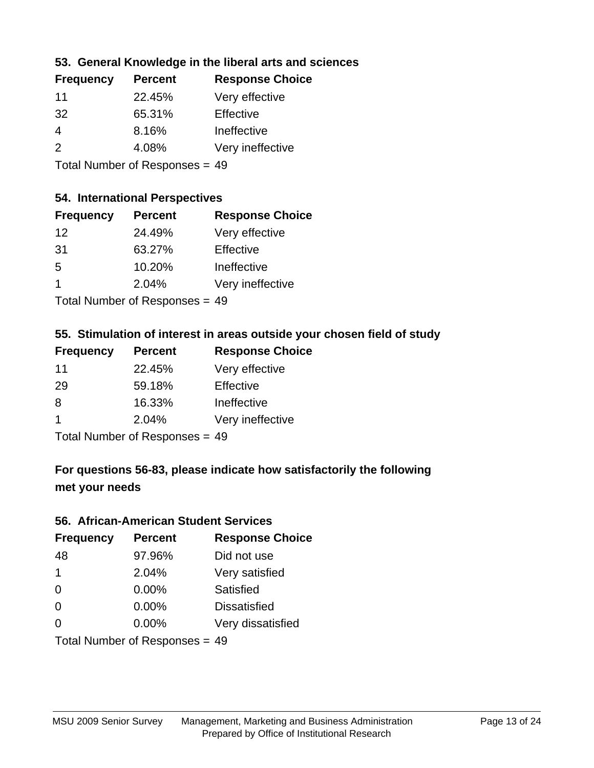### 53. General Knowledge in the liberal arts and sciences

| Frequency | Percent | Response Choice |
|---|---|---|
| 11 | 22.45% | Very effective |
| 32 | 65.31% | Effective |
| 4 | 8.16% | Ineffective |
| 2 | 4.08% | Very ineffective |

Total Number of Responses = 49

### 54. International Perspectives

| Frequency | Percent | Response Choice |
|---|---|---|
| 12 | 24.49% | Very effective |
| 31 | 63.27% | Effective |
| 5 | 10.20% | Ineffective |
| 1 | 2.04% | Very ineffective |

Total Number of Responses = 49

### 55. Stimulation of interest in areas outside your chosen field of study

| Frequency | Percent | Response Choice |
|---|---|---|
| 11 | 22.45% | Very effective |
| 29 | 59.18% | Effective |
| 8 | 16.33% | Ineffective |
| 1 | 2.04% | Very ineffective |

Total Number of Responses = 49

## For questions 56-83, please indicate how satisfactorily the following met your needs

### 56. African-American Student Services

| Frequency | Percent | Response Choice |
|---|---|---|
| 48 | 97.96% | Did not use |
| 1 | 2.04% | Very satisfied |
| 0 | 0.00% | Satisfied |
| 0 | 0.00% | Dissatisfied |
| 0 | 0.00% | Very dissatisfied |

Total Number of Responses = 49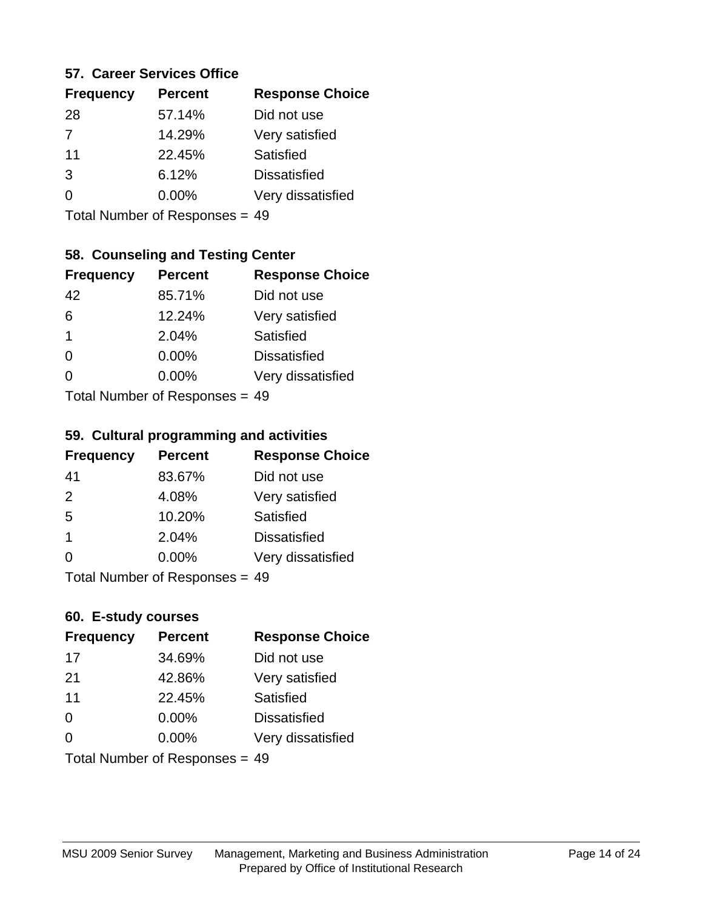### 57. Career Services Office

| Frequency | Percent | Response Choice |
|---|---|---|
| 28 | 57.14% | Did not use |
| 7 | 14.29% | Very satisfied |
| 11 | 22.45% | Satisfied |
| 3 | 6.12% | Dissatisfied |
| 0 | 0.00% | Very dissatisfied |

Total Number of Responses = 49

### 58. Counseling and Testing Center

| Frequency | Percent | Response Choice |
|---|---|---|
| 42 | 85.71% | Did not use |
| 6 | 12.24% | Very satisfied |
| 1 | 2.04% | Satisfied |
| 0 | 0.00% | Dissatisfied |
| 0 | 0.00% | Very dissatisfied |

Total Number of Responses = 49

### 59. Cultural programming and activities

| Frequency | Percent | Response Choice |
|---|---|---|
| 41 | 83.67% | Did not use |
| 2 | 4.08% | Very satisfied |
| 5 | 10.20% | Satisfied |
| 1 | 2.04% | Dissatisfied |
| 0 | 0.00% | Very dissatisfied |

Total Number of Responses = 49

### 60. E-study courses

| Frequency | Percent | Response Choice |
|---|---|---|
| 17 | 34.69% | Did not use |
| 21 | 42.86% | Very satisfied |
| 11 | 22.45% | Satisfied |
| 0 | 0.00% | Dissatisfied |
| 0 | 0.00% | Very dissatisfied |

Total Number of Responses = 49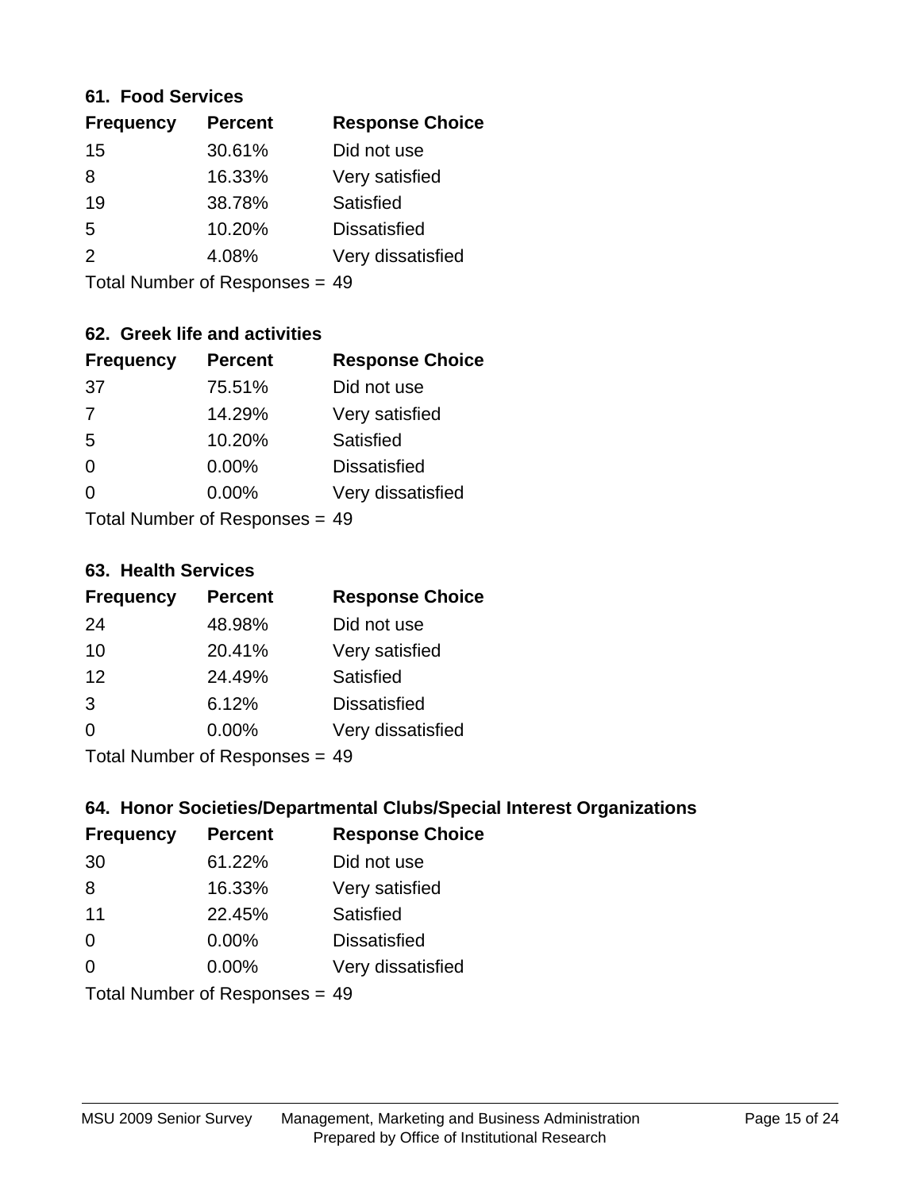### 61. Food Services

| Frequency | Percent | Response Choice |
|---|---|---|
| 15 | 30.61% | Did not use |
| 8 | 16.33% | Very satisfied |
| 19 | 38.78% | Satisfied |
| 5 | 10.20% | Dissatisfied |
| 2 | 4.08% | Very dissatisfied |

Total Number of Responses = 49

### 62. Greek life and activities

| Frequency | Percent | Response Choice |
|---|---|---|
| 37 | 75.51% | Did not use |
| 7 | 14.29% | Very satisfied |
| 5 | 10.20% | Satisfied |
| 0 | 0.00% | Dissatisfied |
| 0 | 0.00% | Very dissatisfied |

Total Number of Responses = 49

### 63. Health Services

| Frequency | Percent | Response Choice |
|---|---|---|
| 24 | 48.98% | Did not use |
| 10 | 20.41% | Very satisfied |
| 12 | 24.49% | Satisfied |
| 3 | 6.12% | Dissatisfied |
| 0 | 0.00% | Very dissatisfied |

Total Number of Responses = 49

### 64. Honor Societies/Departmental Clubs/Special Interest Organizations

| Frequency | Percent | Response Choice |
|---|---|---|
| 30 | 61.22% | Did not use |
| 8 | 16.33% | Very satisfied |
| 11 | 22.45% | Satisfied |
| 0 | 0.00% | Dissatisfied |
| 0 | 0.00% | Very dissatisfied |

Total Number of Responses = 49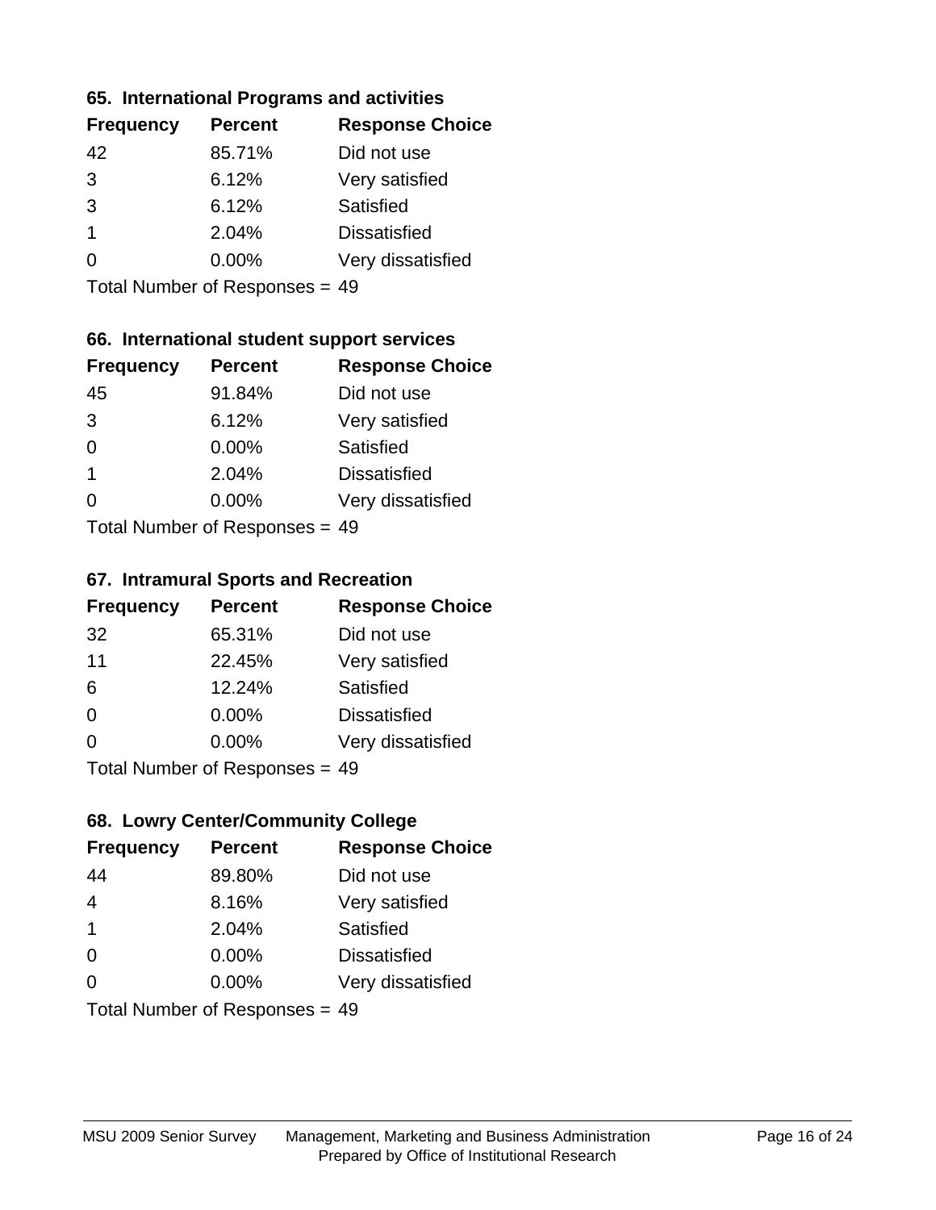### 65. International Programs and activities

| Frequency | Percent | Response Choice |
| --- | --- | --- |
| 42 | 85.71% | Did not use |
| 3 | 6.12% | Very satisfied |
| 3 | 6.12% | Satisfied |
| 1 | 2.04% | Dissatisfied |
| 0 | 0.00% | Very dissatisfied |

Total Number of Responses = 49

### 66. International student support services

| Frequency | Percent | Response Choice |
| --- | --- | --- |
| 45 | 91.84% | Did not use |
| 3 | 6.12% | Very satisfied |
| 0 | 0.00% | Satisfied |
| 1 | 2.04% | Dissatisfied |
| 0 | 0.00% | Very dissatisfied |

Total Number of Responses = 49

### 67. Intramural Sports and Recreation

| Frequency | Percent | Response Choice |
| --- | --- | --- |
| 32 | 65.31% | Did not use |
| 11 | 22.45% | Very satisfied |
| 6 | 12.24% | Satisfied |
| 0 | 0.00% | Dissatisfied |
| 0 | 0.00% | Very dissatisfied |

Total Number of Responses = 49

### 68. Lowry Center/Community College

| Frequency | Percent | Response Choice |
| --- | --- | --- |
| 44 | 89.80% | Did not use |
| 4 | 8.16% | Very satisfied |
| 1 | 2.04% | Satisfied |
| 0 | 0.00% | Dissatisfied |
| 0 | 0.00% | Very dissatisfied |

Total Number of Responses = 49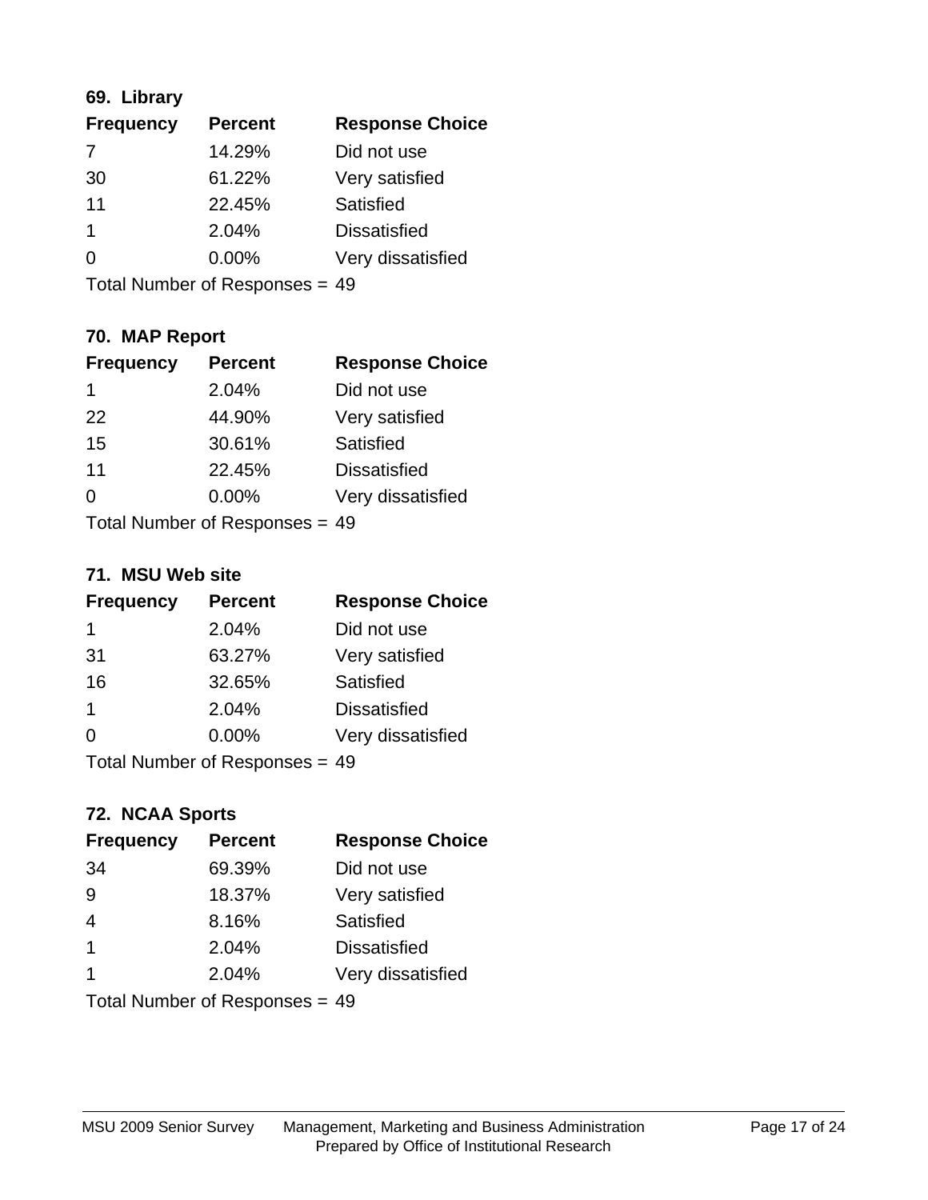### 69. Library

| Frequency | Percent | Response Choice |
|---|---|---|
| 7 | 14.29% | Did not use |
| 30 | 61.22% | Very satisfied |
| 11 | 22.45% | Satisfied |
| 1 | 2.04% | Dissatisfied |
| 0 | 0.00% | Very dissatisfied |

Total Number of Responses = 49

### 70. MAP Report

| Frequency | Percent | Response Choice |
|---|---|---|
| 1 | 2.04% | Did not use |
| 22 | 44.90% | Very satisfied |
| 15 | 30.61% | Satisfied |
| 11 | 22.45% | Dissatisfied |
| 0 | 0.00% | Very dissatisfied |

Total Number of Responses = 49

### 71. MSU Web site

| Frequency | Percent | Response Choice |
|---|---|---|
| 1 | 2.04% | Did not use |
| 31 | 63.27% | Very satisfied |
| 16 | 32.65% | Satisfied |
| 1 | 2.04% | Dissatisfied |
| 0 | 0.00% | Very dissatisfied |

Total Number of Responses = 49

### 72. NCAA Sports

| Frequency | Percent | Response Choice |
|---|---|---|
| 34 | 69.39% | Did not use |
| 9 | 18.37% | Very satisfied |
| 4 | 8.16% | Satisfied |
| 1 | 2.04% | Dissatisfied |
| 1 | 2.04% | Very dissatisfied |

Total Number of Responses = 49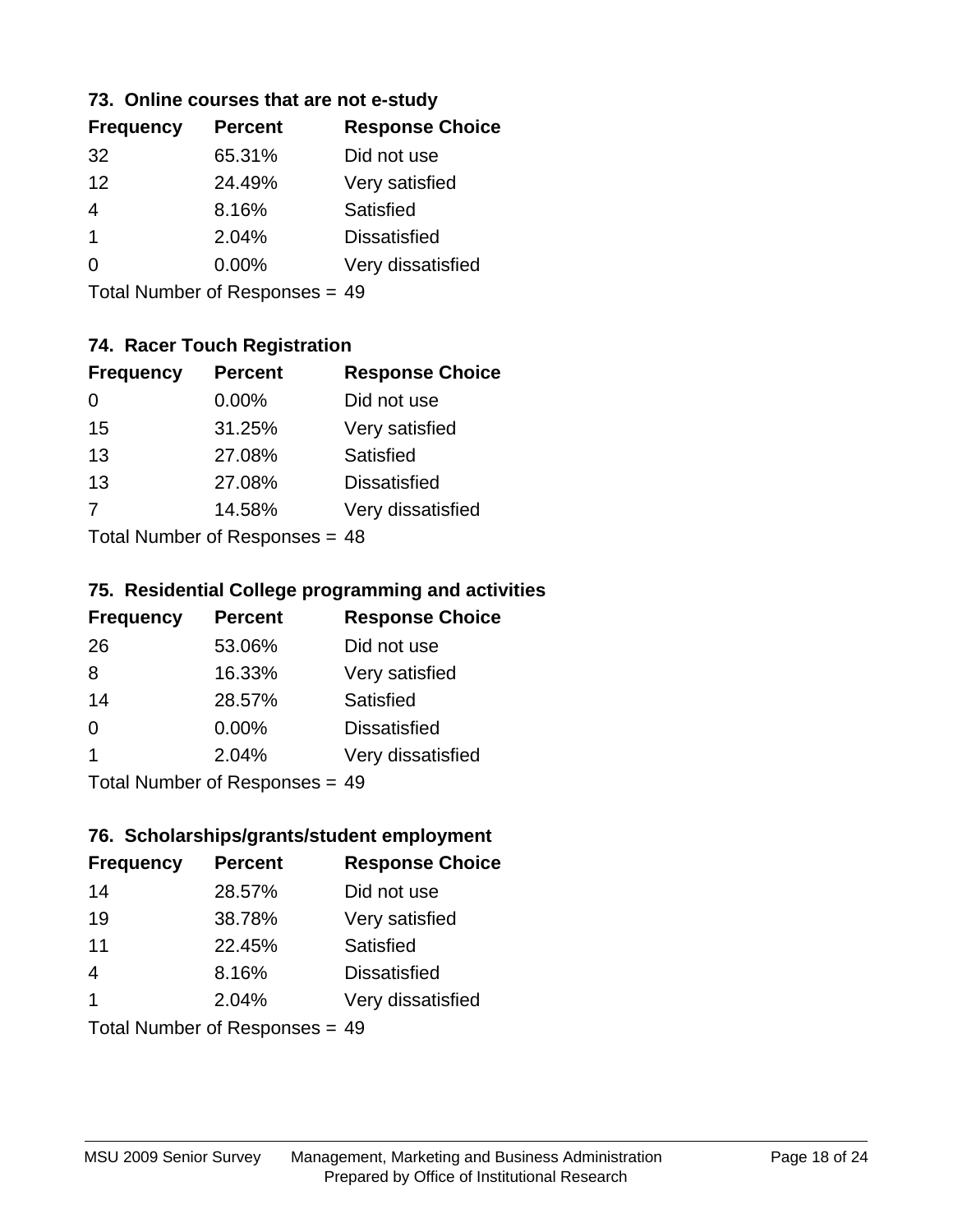### 73. Online courses that are not e-study

| Frequency | Percent | Response Choice |
|---|---|---|
| 32 | 65.31% | Did not use |
| 12 | 24.49% | Very satisfied |
| 4 | 8.16% | Satisfied |
| 1 | 2.04% | Dissatisfied |
| 0 | 0.00% | Very dissatisfied |

Total Number of Responses = 49

### 74. Racer Touch Registration

| Frequency | Percent | Response Choice |
|---|---|---|
| 0 | 0.00% | Did not use |
| 15 | 31.25% | Very satisfied |
| 13 | 27.08% | Satisfied |
| 13 | 27.08% | Dissatisfied |
| 7 | 14.58% | Very dissatisfied |

Total Number of Responses = 48

### 75. Residential College programming and activities

| Frequency | Percent | Response Choice |
|---|---|---|
| 26 | 53.06% | Did not use |
| 8 | 16.33% | Very satisfied |
| 14 | 28.57% | Satisfied |
| 0 | 0.00% | Dissatisfied |
| 1 | 2.04% | Very dissatisfied |

Total Number of Responses = 49

### 76. Scholarships/grants/student employment

| Frequency | Percent | Response Choice |
|---|---|---|
| 14 | 28.57% | Did not use |
| 19 | 38.78% | Very satisfied |
| 11 | 22.45% | Satisfied |
| 4 | 8.16% | Dissatisfied |
| 1 | 2.04% | Very dissatisfied |

Total Number of Responses = 49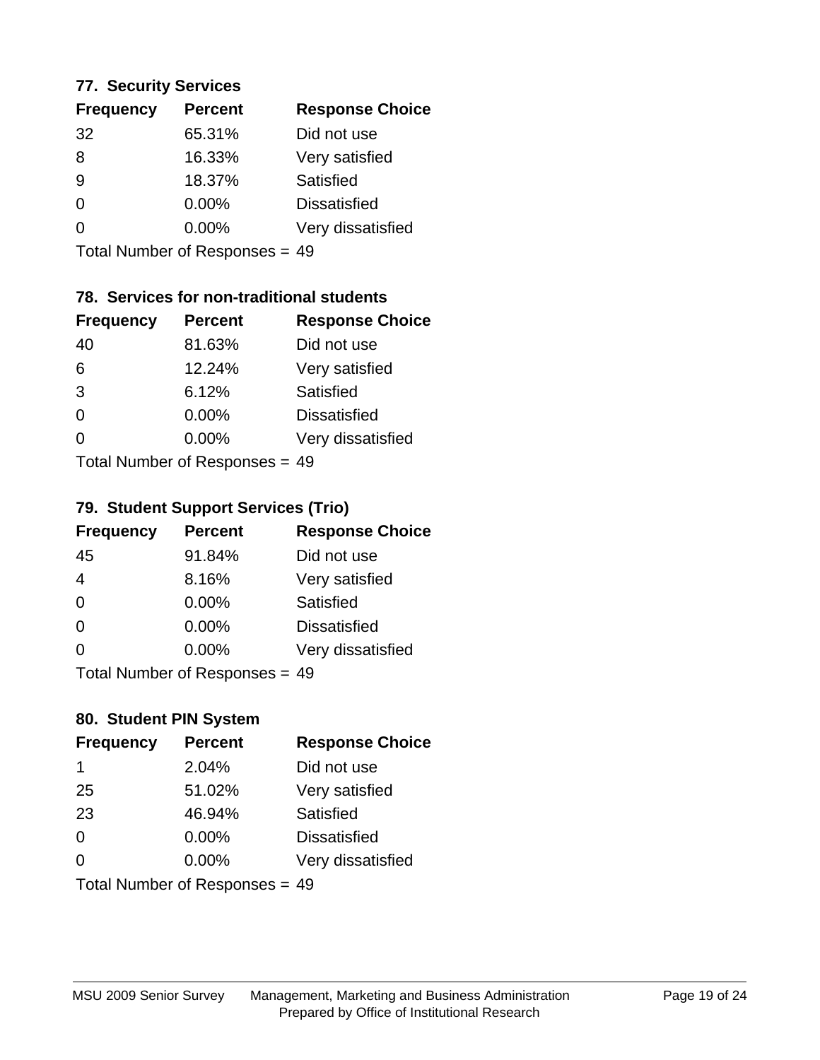### 77. Security Services

| Frequency | Percent | Response Choice |
|---|---|---|
| 32 | 65.31% | Did not use |
| 8 | 16.33% | Very satisfied |
| 9 | 18.37% | Satisfied |
| 0 | 0.00% | Dissatisfied |
| 0 | 0.00% | Very dissatisfied |

Total Number of Responses = 49

### 78. Services for non-traditional students

| Frequency | Percent | Response Choice |
|---|---|---|
| 40 | 81.63% | Did not use |
| 6 | 12.24% | Very satisfied |
| 3 | 6.12% | Satisfied |
| 0 | 0.00% | Dissatisfied |
| 0 | 0.00% | Very dissatisfied |

Total Number of Responses = 49

### 79. Student Support Services (Trio)

| Frequency | Percent | Response Choice |
|---|---|---|
| 45 | 91.84% | Did not use |
| 4 | 8.16% | Very satisfied |
| 0 | 0.00% | Satisfied |
| 0 | 0.00% | Dissatisfied |
| 0 | 0.00% | Very dissatisfied |

Total Number of Responses = 49

### 80. Student PIN System

| Frequency | Percent | Response Choice |
|---|---|---|
| 1 | 2.04% | Did not use |
| 25 | 51.02% | Very satisfied |
| 23 | 46.94% | Satisfied |
| 0 | 0.00% | Dissatisfied |
| 0 | 0.00% | Very dissatisfied |

Total Number of Responses = 49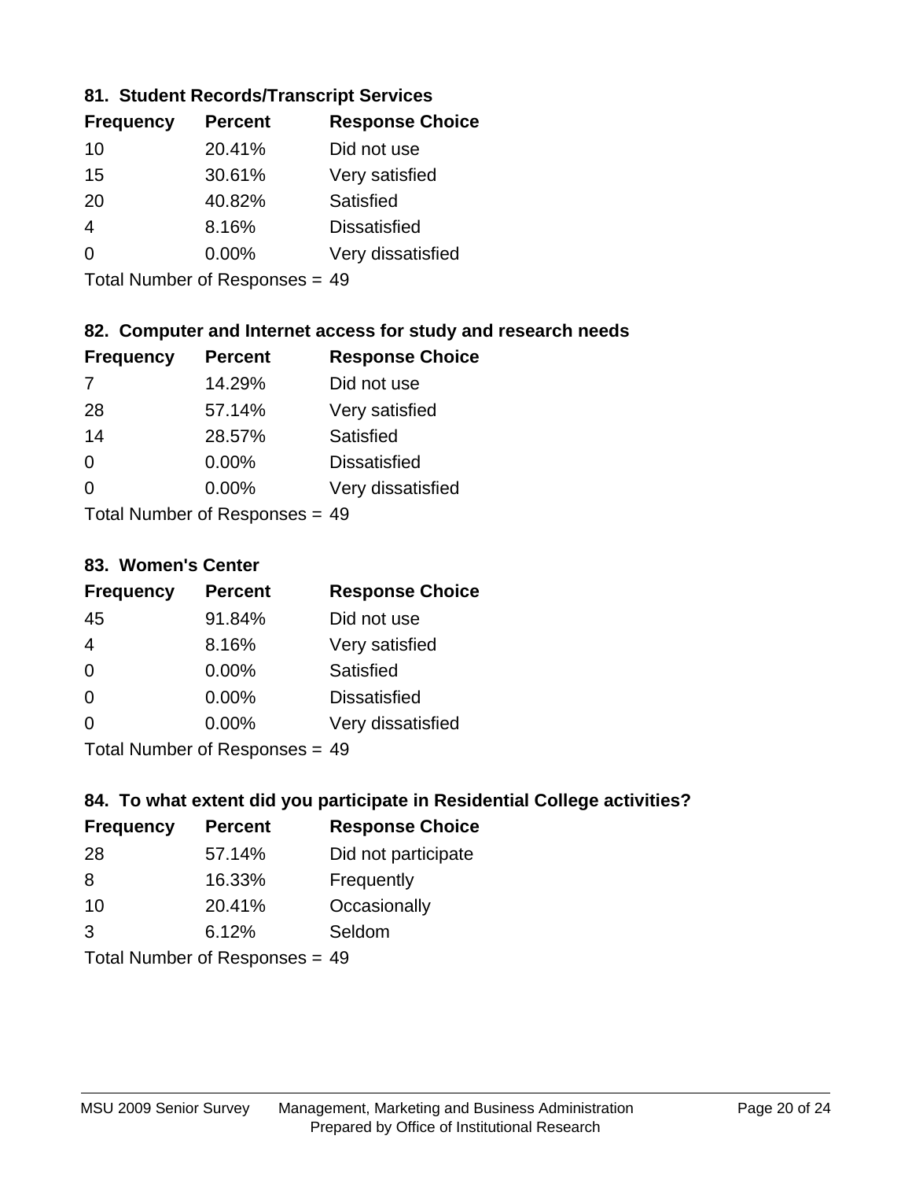### 81. Student Records/Transcript Services

| Frequency | Percent | Response Choice |
|---|---|---|
| 10 | 20.41% | Did not use |
| 15 | 30.61% | Very satisfied |
| 20 | 40.82% | Satisfied |
| 4 | 8.16% | Dissatisfied |
| 0 | 0.00% | Very dissatisfied |

Total Number of Responses = 49

### 82. Computer and Internet access for study and research needs

| Frequency | Percent | Response Choice |
|---|---|---|
| 7 | 14.29% | Did not use |
| 28 | 57.14% | Very satisfied |
| 14 | 28.57% | Satisfied |
| 0 | 0.00% | Dissatisfied |
| 0 | 0.00% | Very dissatisfied |

Total Number of Responses = 49

### 83. Women's Center

| Frequency | Percent | Response Choice |
|---|---|---|
| 45 | 91.84% | Did not use |
| 4 | 8.16% | Very satisfied |
| 0 | 0.00% | Satisfied |
| 0 | 0.00% | Dissatisfied |
| 0 | 0.00% | Very dissatisfied |

Total Number of Responses = 49

### 84. To what extent did you participate in Residential College activities?

| Frequency | Percent | Response Choice |
|---|---|---|
| 28 | 57.14% | Did not participate |
| 8 | 16.33% | Frequently |
| 10 | 20.41% | Occasionally |
| 3 | 6.12% | Seldom |

Total Number of Responses = 49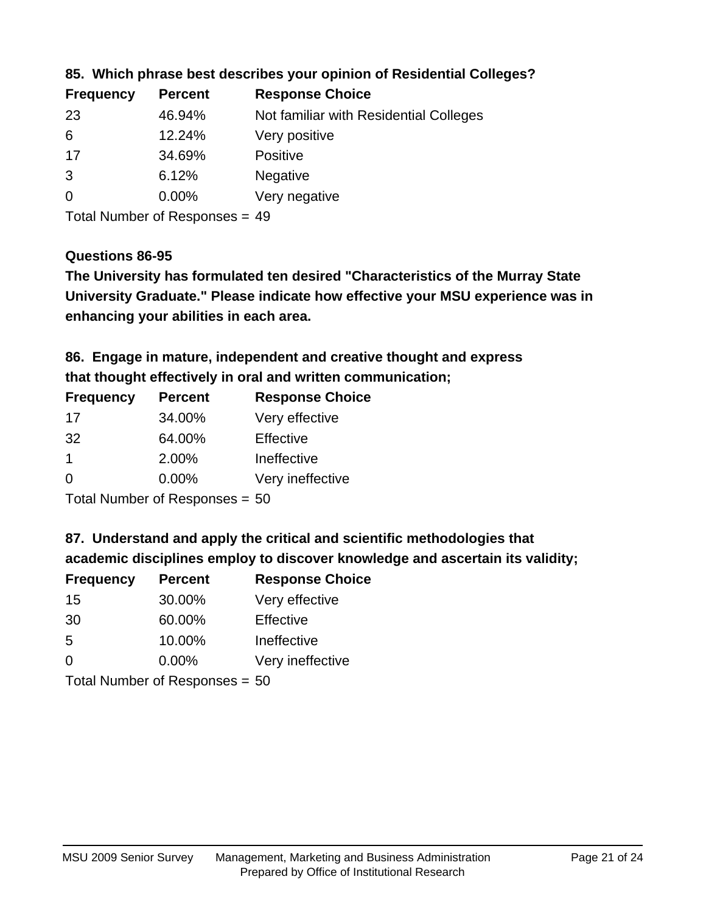### 85. Which phrase best describes your opinion of Residential Colleges?

| Frequency | Percent | Response Choice |
|---|---|---|
| 23 | 46.94% | Not familiar with Residential Colleges |
| 6 | 12.24% | Very positive |
| 17 | 34.69% | Positive |
| 3 | 6.12% | Negative |
| 0 | 0.00% | Very negative |

Total Number of Responses = 49

### Questions 86-95

**The University has formulated ten desired "Characteristics of the Murray State University Graduate." Please indicate how effective your MSU experience was in enhancing your abilities in each area.**

### 86. Engage in mature, independent and creative thought and express that thought effectively in oral and written communication;

| Frequency | Percent | Response Choice |
|---|---|---|
| 17 | 34.00% | Very effective |
| 32 | 64.00% | Effective |
| 1 | 2.00% | Ineffective |
| 0 | 0.00% | Very ineffective |

Total Number of Responses = 50

### 87. Understand and apply the critical and scientific methodologies that academic disciplines employ to discover knowledge and ascertain its validity;

| Frequency | Percent | Response Choice |
|---|---|---|
| 15 | 30.00% | Very effective |
| 30 | 60.00% | Effective |
| 5 | 10.00% | Ineffective |
| 0 | 0.00% | Very ineffective |

Total Number of Responses = 50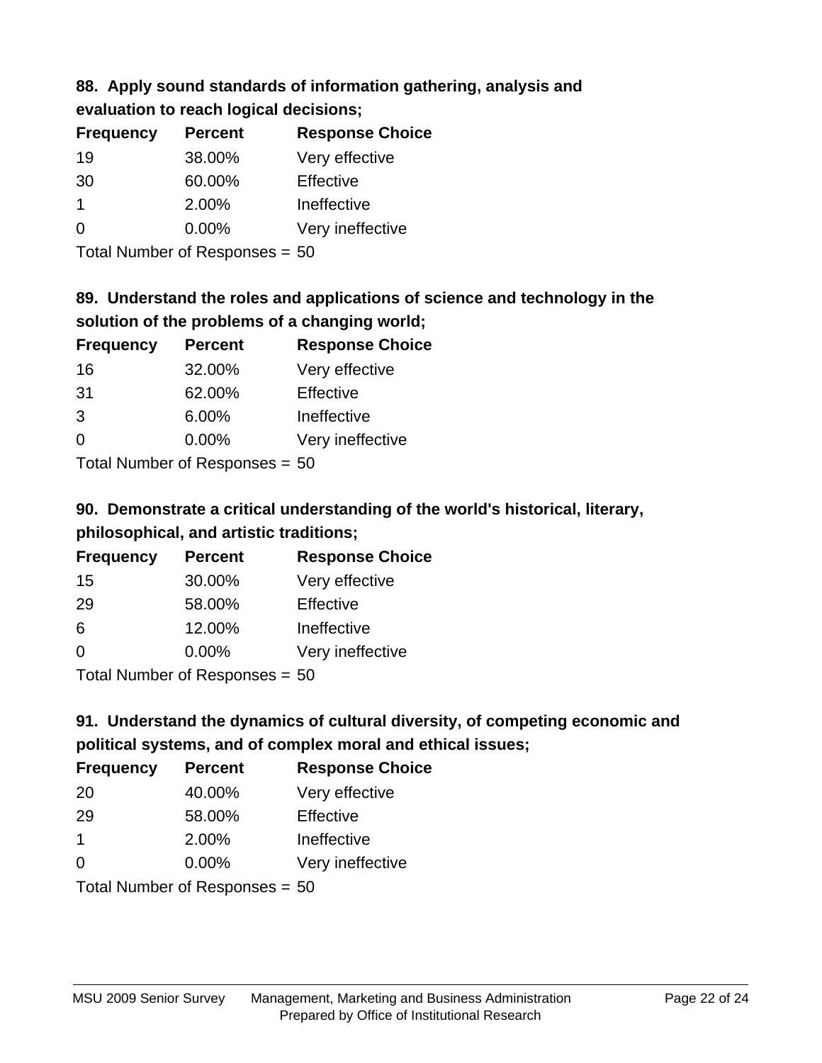### 88. Apply sound standards of information gathering, analysis and evaluation to reach logical decisions;

| Frequency | Percent | Response Choice |
|---|---|---|
| 19 | 38.00% | Very effective |
| 30 | 60.00% | Effective |
| 1 | 2.00% | Ineffective |
| 0 | 0.00% | Very ineffective |

Total Number of Responses = 50

### 89. Understand the roles and applications of science and technology in the solution of the problems of a changing world;

| Frequency | Percent | Response Choice |
|---|---|---|
| 16 | 32.00% | Very effective |
| 31 | 62.00% | Effective |
| 3 | 6.00% | Ineffective |
| 0 | 0.00% | Very ineffective |

Total Number of Responses = 50

### 90. Demonstrate a critical understanding of the world's historical, literary, philosophical, and artistic traditions;

| Frequency | Percent | Response Choice |
|---|---|---|
| 15 | 30.00% | Very effective |
| 29 | 58.00% | Effective |
| 6 | 12.00% | Ineffective |
| 0 | 0.00% | Very ineffective |

Total Number of Responses = 50

### 91. Understand the dynamics of cultural diversity, of competing economic and political systems, and of complex moral and ethical issues;

| Frequency | Percent | Response Choice |
|---|---|---|
| 20 | 40.00% | Very effective |
| 29 | 58.00% | Effective |
| 1 | 2.00% | Ineffective |
| 0 | 0.00% | Very ineffective |

Total Number of Responses = 50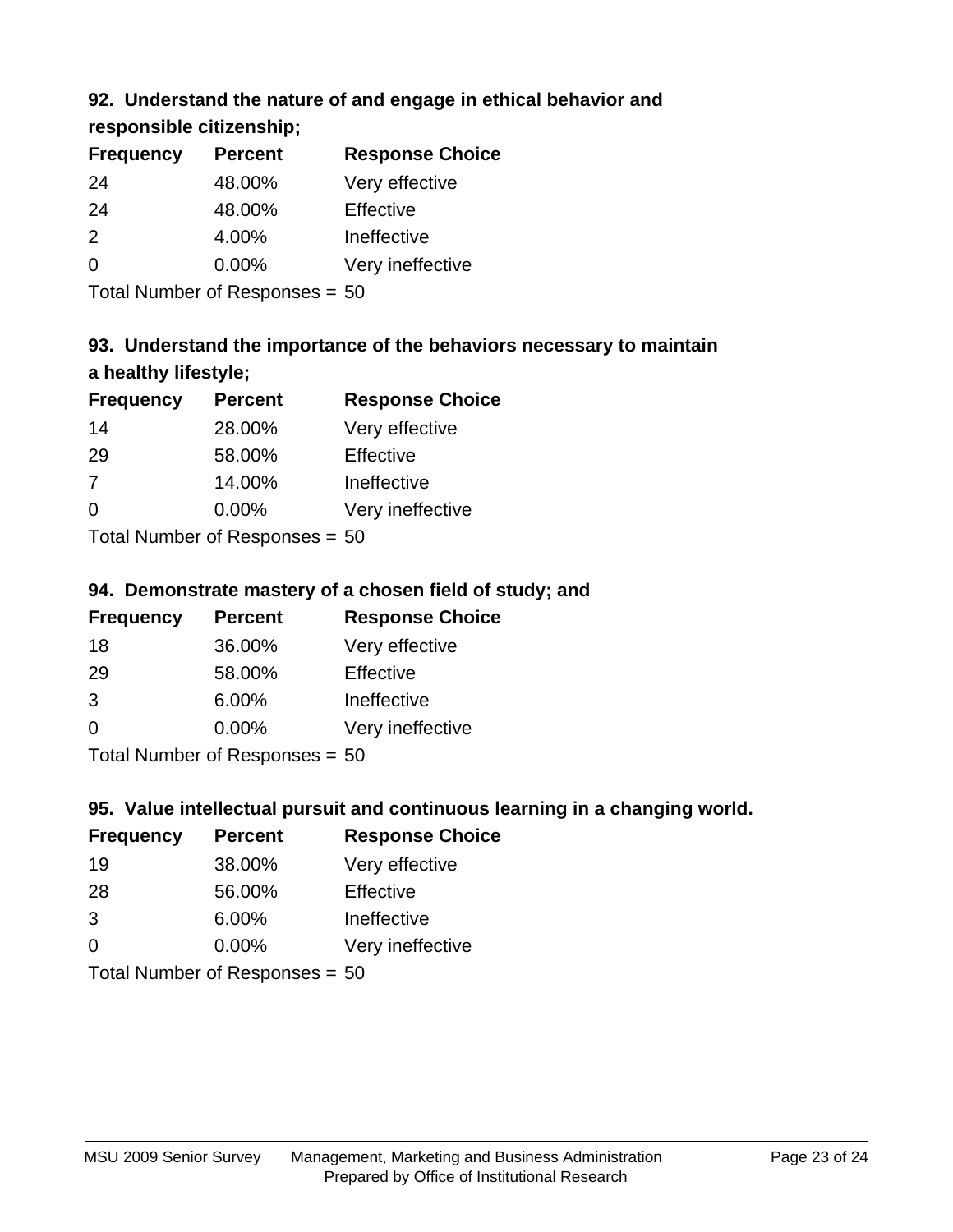### 92. Understand the nature of and engage in ethical behavior and responsible citizenship;

| Frequency | Percent | Response Choice |
|---|---|---|
| 24 | 48.00% | Very effective |
| 24 | 48.00% | Effective |
| 2 | 4.00% | Ineffective |
| 0 | 0.00% | Very ineffective |

Total Number of Responses = 50

### 93. Understand the importance of the behaviors necessary to maintain a healthy lifestyle;

| Frequency | Percent | Response Choice |
|---|---|---|
| 14 | 28.00% | Very effective |
| 29 | 58.00% | Effective |
| 7 | 14.00% | Ineffective |
| 0 | 0.00% | Very ineffective |

Total Number of Responses = 50

### 94. Demonstrate mastery of a chosen field of study; and

| Frequency | Percent | Response Choice |
|---|---|---|
| 18 | 36.00% | Very effective |
| 29 | 58.00% | Effective |
| 3 | 6.00% | Ineffective |
| 0 | 0.00% | Very ineffective |

Total Number of Responses = 50

### 95. Value intellectual pursuit and continuous learning in a changing world.

| Frequency | Percent | Response Choice |
|---|---|---|
| 19 | 38.00% | Very effective |
| 28 | 56.00% | Effective |
| 3 | 6.00% | Ineffective |
| 0 | 0.00% | Very ineffective |

Total Number of Responses = 50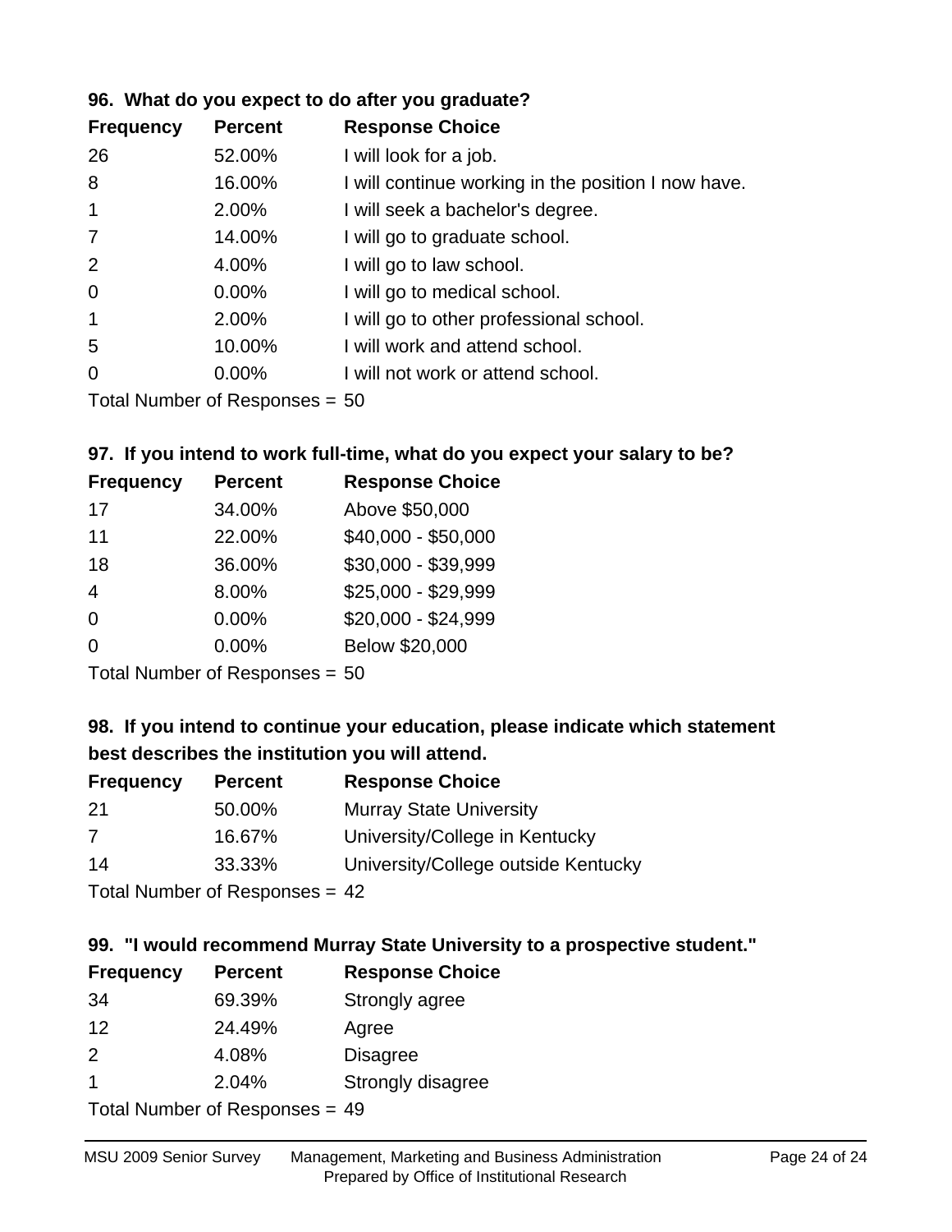### 96. What do you expect to do after you graduate?

| Frequency | Percent | Response Choice |
| --- | --- | --- |
| 26 | 52.00% | I will look for a job. |
| 8 | 16.00% | I will continue working in the position I now have. |
| 1 | 2.00% | I will seek a bachelor's degree. |
| 7 | 14.00% | I will go to graduate school. |
| 2 | 4.00% | I will go to law school. |
| 0 | 0.00% | I will go to medical school. |
| 1 | 2.00% | I will go to other professional school. |
| 5 | 10.00% | I will work and attend school. |
| 0 | 0.00% | I will not work or attend school. |

Total Number of Responses = 50

### 97. If you intend to work full-time, what do you expect your salary to be?

| Frequency | Percent | Response Choice |
| --- | --- | --- |
| 17 | 34.00% | Above $50,000 |
| 11 | 22.00% | $40,000 - $50,000 |
| 18 | 36.00% | $30,000 - $39,999 |
| 4 | 8.00% | $25,000 - $29,999 |
| 0 | 0.00% | $20,000 - $24,999 |
| 0 | 0.00% | Below $20,000 |

Total Number of Responses = 50

### 98. If you intend to continue your education, please indicate which statement best describes the institution you will attend.

| Frequency | Percent | Response Choice |
| --- | --- | --- |
| 21 | 50.00% | Murray State University |
| 7 | 16.67% | University/College in Kentucky |
| 14 | 33.33% | University/College outside Kentucky |

Total Number of Responses = 42

### 99. "I would recommend Murray State University to a prospective student."

| Frequency | Percent | Response Choice |
| --- | --- | --- |
| 34 | 69.39% | Strongly agree |
| 12 | 24.49% | Agree |
| 2 | 4.08% | Disagree |
| 1 | 2.04% | Strongly disagree |

Total Number of Responses = 49